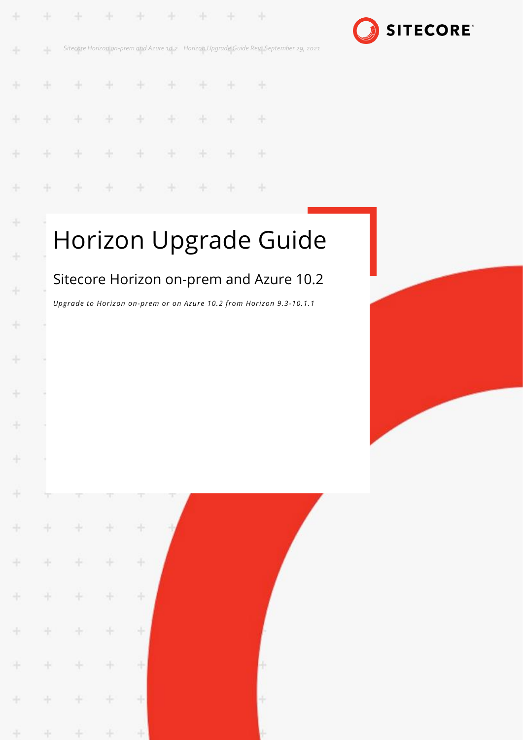# Horizon Upgrade Guide

## Sitecore Horizon on-prem and Azure 10.2

*Upgrade to Horizon on-prem or on Azure 10.2 from Horizon 9.3-10.1.1*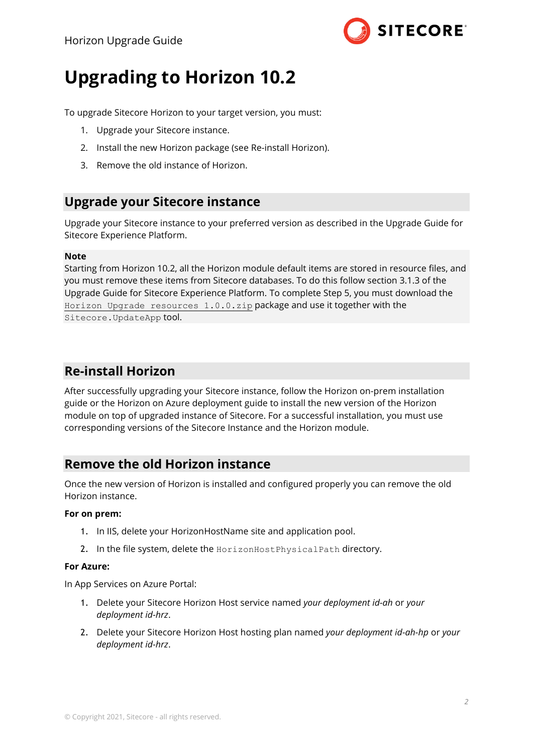# Upgrading to Horizon 10.2

To upgrade Sitecore Horizon to your target version, you must:

1. Upgrade your Sitecore instance.
2. Install the new Horizon package (see Re-install Horizon).
3. Remove the old instance of Horizon.

## Upgrade your Sitecore instance

Upgrade your Sitecore instance to your preferred version as described in the Upgrade Guide for Sitecore Experience Platform.

**Note**
Starting from Horizon 10.2, all the Horizon module default items are stored in resource files, and you must remove these items from Sitecore databases. To do this follow section 3.1.3 of the Upgrade Guide for Sitecore Experience Platform. To complete Step 5, you must download the `Horizon Upgrade resources 1.0.0.zip` package and use it together with the `Sitecore.UpdateApp` tool.

## Re-install Horizon

After successfully upgrading your Sitecore instance, follow the Horizon on-prem installation guide or the Horizon on Azure deployment guide to install the new version of the Horizon module on top of upgraded instance of Sitecore. For a successful installation, you must use corresponding versions of the Sitecore Instance and the Horizon module.

## Remove the old Horizon instance

Once the new version of Horizon is installed and configured properly you can remove the old Horizon instance.

**For on prem:**

1. In IIS, delete your HorizonHostName site and application pool.
2. In the file system, delete the `HorizonHostPhysicalPath` directory.

**For Azure:**

In App Services on Azure Portal:

1. Delete your Sitecore Horizon Host service named *your deployment id-ah* or *your deployment id-hrz*.
2. Delete your Sitecore Horizon Host hosting plan named *your deployment id-ah-hp* or *your deployment id-hrz*.